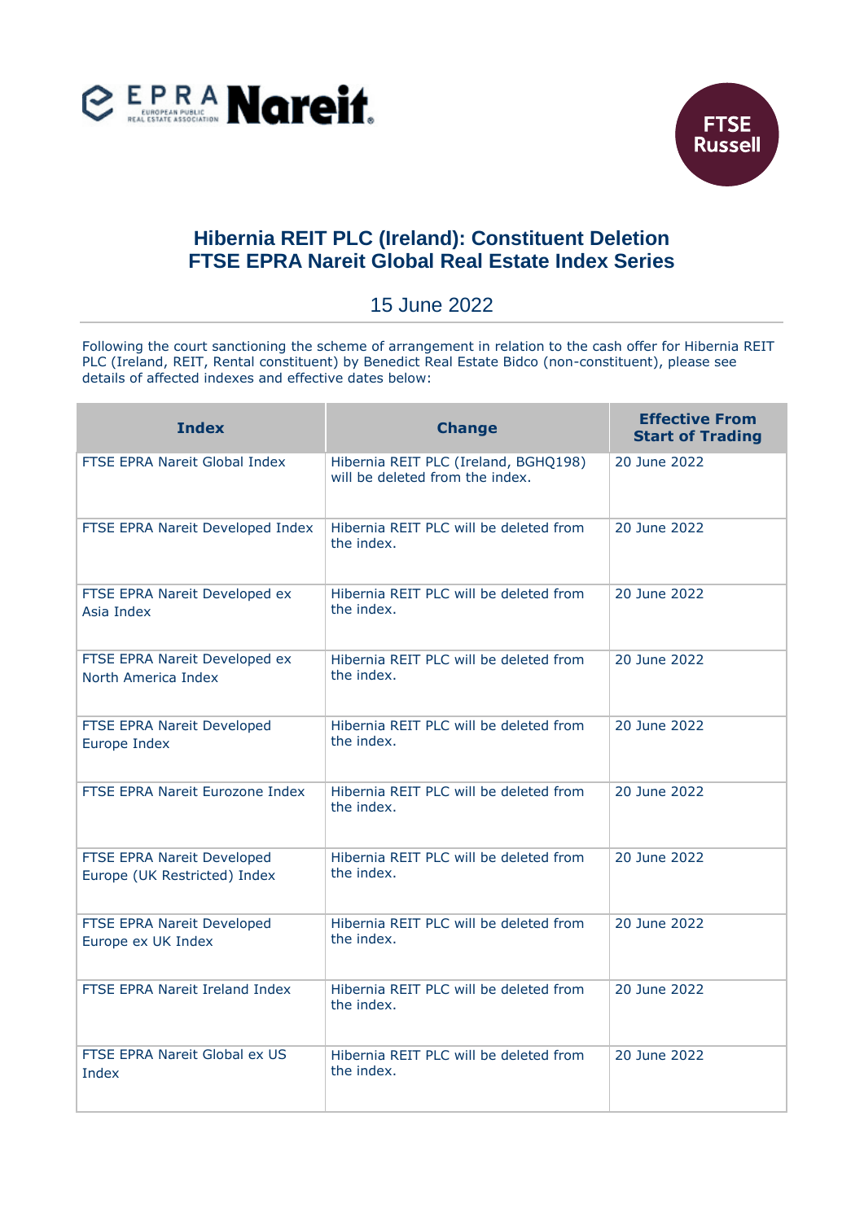# Hibernia REIT PLC (Ireland): Constituent Deletion
# FTSE EPRA Nareit Global Real Estate Index Series

15 June 2022

Following the court sanctioning the scheme of arrangement in relation to the cash offer for Hibernia REIT PLC (Ireland, REIT, Rental constituent) by Benedict Real Estate Bidco (non-constituent), please see details of affected indexes and effective dates below:

| Index | Change | Effective From Start of Trading |
|---|---|---|
| FTSE EPRA Nareit Global Index | Hibernia REIT PLC (Ireland, BGHQ198) will be deleted from the index. | 20 June 2022 |
| FTSE EPRA Nareit Developed Index | Hibernia REIT PLC will be deleted from the index. | 20 June 2022 |
| FTSE EPRA Nareit Developed ex Asia Index | Hibernia REIT PLC will be deleted from the index. | 20 June 2022 |
| FTSE EPRA Nareit Developed ex North America Index | Hibernia REIT PLC will be deleted from the index. | 20 June 2022 |
| FTSE EPRA Nareit Developed Europe Index | Hibernia REIT PLC will be deleted from the index. | 20 June 2022 |
| FTSE EPRA Nareit Eurozone Index | Hibernia REIT PLC will be deleted from the index. | 20 June 2022 |
| FTSE EPRA Nareit Developed Europe (UK Restricted) Index | Hibernia REIT PLC will be deleted from the index. | 20 June 2022 |
| FTSE EPRA Nareit Developed Europe ex UK Index | Hibernia REIT PLC will be deleted from the index. | 20 June 2022 |
| FTSE EPRA Nareit Ireland Index | Hibernia REIT PLC will be deleted from the index. | 20 June 2022 |
| FTSE EPRA Nareit Global ex US Index | Hibernia REIT PLC will be deleted from the index. | 20 June 2022 |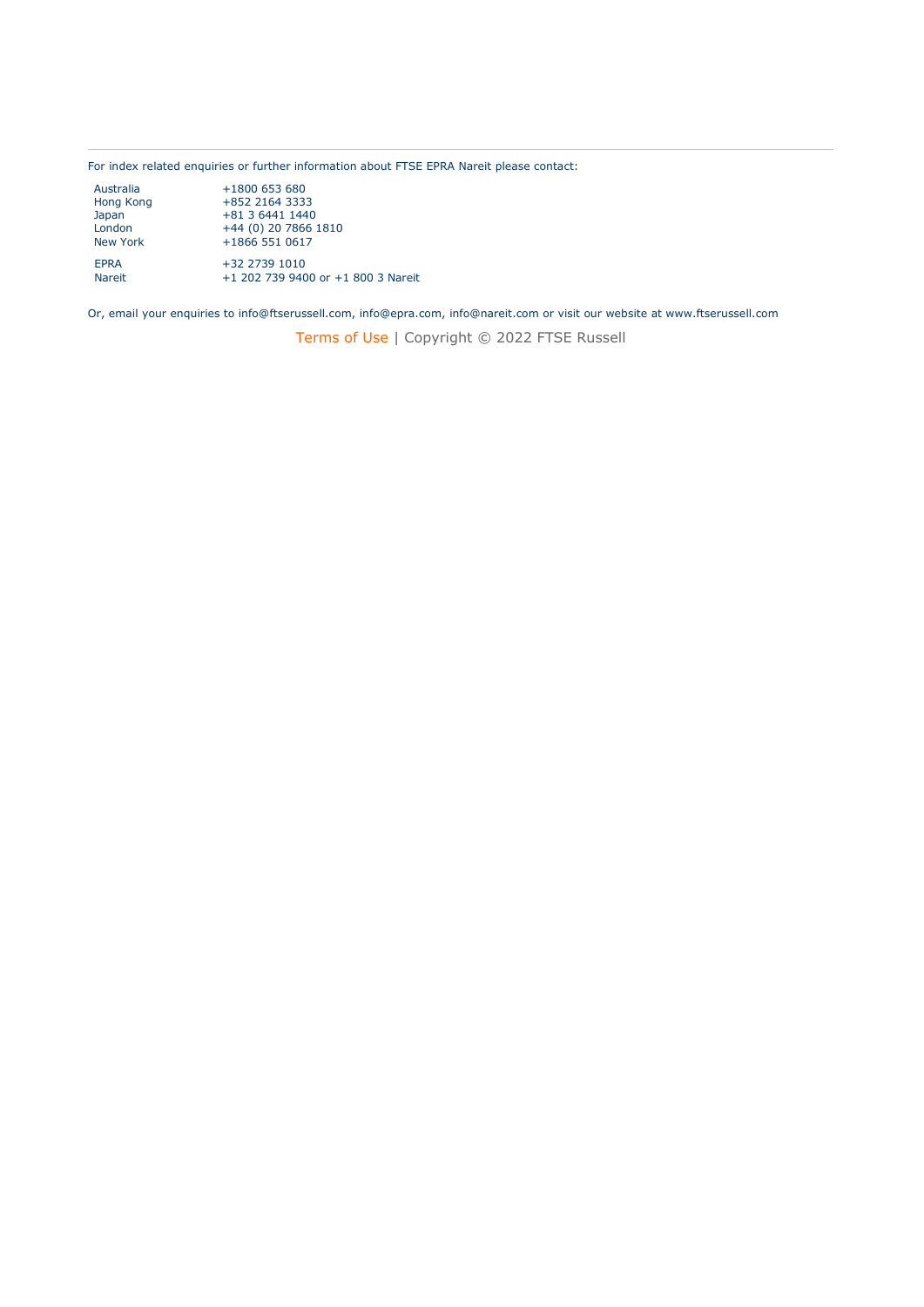For index related enquiries or further information about FTSE EPRA Nareit please contact:

| | |
|---|---|
| Australia | +1800 653 680 |
| Hong Kong | +852 2164 3333 |
| Japan | +81 3 6441 1440 |
| London | +44 (0) 20 7866 1810 |
| New York | +1866 551 0617 |
| EPRA | +32 2739 1010 |
| Nareit | +1 202 739 9400 or +1 800 3 Nareit |

Or, email your enquiries to info@ftserussell.com, info@epra.com, info@nareit.com or visit our website at www.ftserussell.com

Terms of Use | Copyright © 2022 FTSE Russell